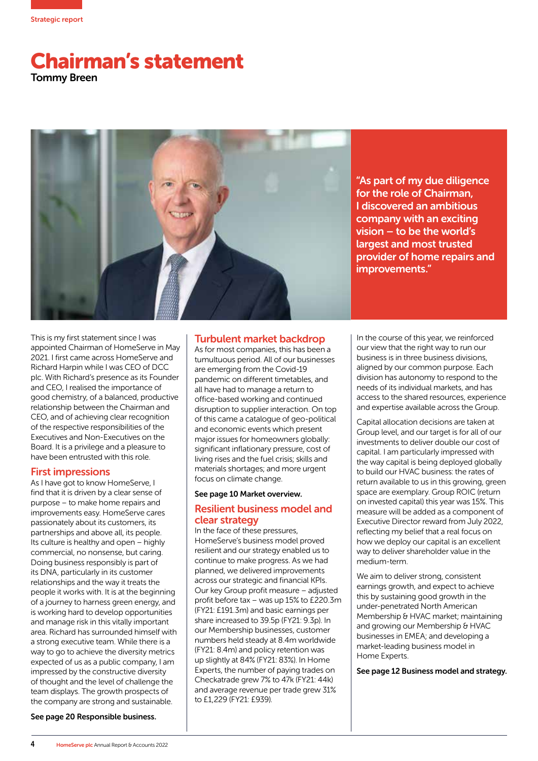Strategic report

# Chairman's statement

**Tommy Breen**

> "As part of my due diligence for the role of Chairman, I discovered an ambitious company with an exciting vision – to be the world's largest and most trusted provider of home repairs and improvements."

This is my first statement since I was appointed Chairman of HomeServe in May 2021. I first came across HomeServe and Richard Harpin while I was CEO of DCC plc. With Richard's presence as its Founder and CEO, I realised the importance of good chemistry, of a balanced, productive relationship between the Chairman and CEO, and of achieving clear recognition of the respective responsibilities of the Executives and Non-Executives on the Board. It is a privilege and a pleasure to have been entrusted with this role.

## First impressions

As I have got to know HomeServe, I find that it is driven by a clear sense of purpose – to make home repairs and improvements easy. HomeServe cares passionately about its customers, its partnerships and above all, its people. Its culture is healthy and open – highly commercial, no nonsense, but caring. Doing business responsibly is part of its DNA, particularly in its customer relationships and the way it treats the people it works with. It is at the beginning of a journey to harness green energy, and is working hard to develop opportunities and manage risk in this vitally important area. Richard has surrounded himself with a strong executive team. While there is a way to go to achieve the diversity metrics expected of us as a public company, I am impressed by the constructive diversity of thought and the level of challenge the team displays. The growth prospects of the company are strong and sustainable.

**See page 20 Responsible business.**

## Turbulent market backdrop

As for most companies, this has been a tumultuous period. All of our businesses are emerging from the Covid-19 pandemic on different timetables, and all have had to manage a return to office-based working and continued disruption to supplier interaction. On top of this came a catalogue of geo-political and economic events which present major issues for homeowners globally: significant inflationary pressure, cost of living rises and the fuel crisis; skills and materials shortages; and more urgent focus on climate change.

**See page 10 Market overview.**

## Resilient business model and clear strategy

In the face of these pressures, HomeServe's business model proved resilient and our strategy enabled us to continue to make progress. As we had planned, we delivered improvements across our strategic and financial KPIs. Our key Group profit measure – adjusted profit before tax – was up 15% to £220.3m (FY21: £191.3m) and basic earnings per share increased to 39.5p (FY21: 9.3p). In our Membership businesses, customer numbers held steady at 8.4m worldwide (FY21: 8.4m) and policy retention was up slightly at 84% (FY21: 83%). In Home Experts, the number of paying trades on Checkatrade grew 7% to 47k (FY21: 44k) and average revenue per trade grew 31% to £1,229 (FY21: £939).

In the course of this year, we reinforced our view that the right way to run our business is in three business divisions, aligned by our common purpose. Each division has autonomy to respond to the needs of its individual markets, and has access to the shared resources, experience and expertise available across the Group.

Capital allocation decisions are taken at Group level, and our target is for all of our investments to deliver double our cost of capital. I am particularly impressed with the way capital is being deployed globally to build our HVAC business: the rates of return available to us in this growing, green space are exemplary. Group ROIC (return on invested capital) this year was 15%. This measure will be added as a component of Executive Director reward from July 2022, reflecting my belief that a real focus on how we deploy our capital is an excellent way to deliver shareholder value in the medium-term.

We aim to deliver strong, consistent earnings growth, and expect to achieve this by sustaining good growth in the under-penetrated North American Membership & HVAC market; maintaining and growing our Membership & HVAC businesses in EMEA; and developing a market-leading business model in Home Experts.

**See page 12 Business model and strategy.**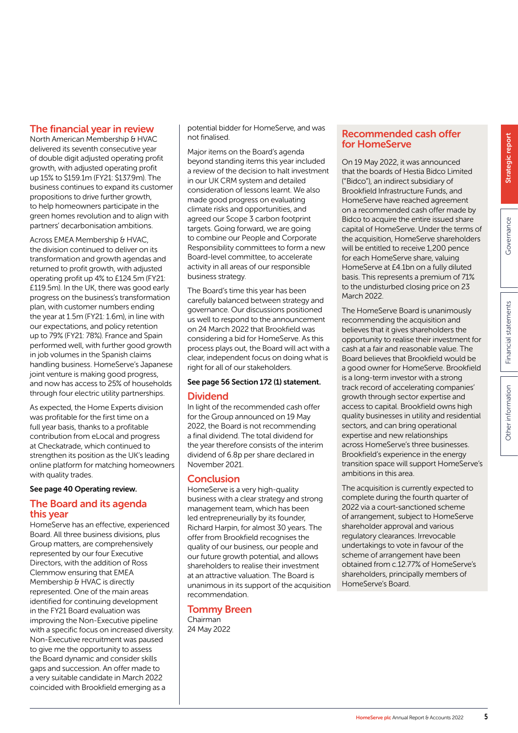## The financial year in review

North American Membership & HVAC delivered its seventh consecutive year of double digit adjusted operating profit growth, with adjusted operating profit up 15% to $159.1m (FY21: $137.9m). The business continues to expand its customer propositions to drive further growth, to help homeowners participate in the green homes revolution and to align with partners' decarbonisation ambitions.

Across EMEA Membership & HVAC, the division continued to deliver on its transformation and growth agendas and returned to profit growth, with adjusted operating profit up 4% to £124.5m (FY21: £119.5m). In the UK, there was good early progress on the business's transformation plan, with customer numbers ending the year at 1.5m (FY21: 1.6m), in line with our expectations, and policy retention up to 79% (FY21: 78%). France and Spain performed well, with further good growth in job volumes in the Spanish claims handling business. HomeServe's Japanese joint venture is making good progress, and now has access to 25% of households through four electric utility partnerships.

As expected, the Home Experts division was profitable for the first time on a full year basis, thanks to a profitable contribution from eLocal and progress at Checkatrade, which continued to strengthen its position as the UK's leading online platform for matching homeowners with quality trades.

**See page 40 Operating review.**

## The Board and its agenda this year

HomeServe has an effective, experienced Board. All three business divisions, plus Group matters, are comprehensively represented by our four Executive Directors, with the addition of Ross Clemmow ensuring that EMEA Membership & HVAC is directly represented. One of the main areas identified for continuing development in the FY21 Board evaluation was improving the Non-Executive pipeline with a specific focus on increased diversity. Non-Executive recruitment was paused to give me the opportunity to assess the Board dynamic and consider skills gaps and succession. An offer made to a very suitable candidate in March 2022 coincided with Brookfield emerging as a potential bidder for HomeServe, and was not finalised.

Major items on the Board's agenda beyond standing items this year included a review of the decision to halt investment in our UK CRM system and detailed consideration of lessons learnt. We also made good progress on evaluating climate risks and opportunities, and agreed our Scope 3 carbon footprint targets. Going forward, we are going to combine our People and Corporate Responsibility committees to form a new Board-level committee, to accelerate activity in all areas of our responsible business strategy.

The Board's time this year has been carefully balanced between strategy and governance. Our discussions positioned us well to respond to the announcement on 24 March 2022 that Brookfield was considering a bid for HomeServe. As this process plays out, the Board will act with a clear, independent focus on doing what is right for all of our stakeholders.

**See page 56 Section 172 (1) statement.**

## Dividend

In light of the recommended cash offer for the Group announced on 19 May 2022, the Board is not recommending a final dividend. The total dividend for the year therefore consists of the interim dividend of 6.8p per share declared in November 2021.

## Conclusion

HomeServe is a very high-quality business with a clear strategy and strong management team, which has been led entrepreneurially by its founder, Richard Harpin, for almost 30 years. The offer from Brookfield recognises the quality of our business, our people and our future growth potential, and allows shareholders to realise their investment at an attractive valuation. The Board is unanimous in its support of the acquisition recommendation.

## Tommy Breen

Chairman
24 May 2022

## Recommended cash offer for HomeServe

On 19 May 2022, it was announced that the boards of Hestia Bidco Limited ("Bidco"), an indirect subsidiary of Brookfield Infrastructure Funds, and HomeServe have reached agreement on a recommended cash offer made by Bidco to acquire the entire issued share capital of HomeServe. Under the terms of the acquisition, HomeServe shareholders will be entitled to receive 1,200 pence for each HomeServe share, valuing HomeServe at £4.1bn on a fully diluted basis. This represents a premium of 71% to the undisturbed closing price on 23 March 2022.

The HomeServe Board is unanimously recommending the acquisition and believes that it gives shareholders the opportunity to realise their investment for cash at a fair and reasonable value. The Board believes that Brookfield would be a good owner for HomeServe. Brookfield is a long-term investor with a strong track record of accelerating companies' growth through sector expertise and access to capital. Brookfield owns high quality businesses in utility and residential sectors, and can bring operational expertise and new relationships across HomeServe's three businesses. Brookfield's experience in the energy transition space will support HomeServe's ambitions in this area.

The acquisition is currently expected to complete during the fourth quarter of 2022 via a court-sanctioned scheme of arrangement, subject to HomeServe shareholder approval and various regulatory clearances. Irrevocable undertakings to vote in favour of the scheme of arrangement have been obtained from c.12.77% of HomeServe's shareholders, principally members of HomeServe's Board.